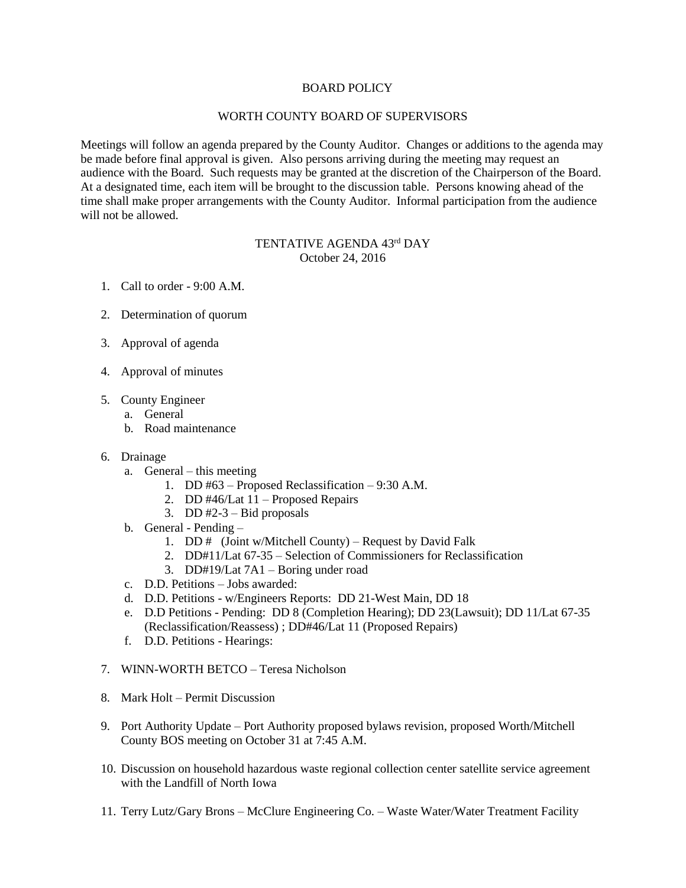# BOARD POLICY

## WORTH COUNTY BOARD OF SUPERVISORS

Meetings will follow an agenda prepared by the County Auditor. Changes or additions to the agenda may be made before final approval is given. Also persons arriving during the meeting may request an audience with the Board. Such requests may be granted at the discretion of the Chairperson of the Board. At a designated time, each item will be brought to the discussion table. Persons knowing ahead of the time shall make proper arrangements with the County Auditor. Informal participation from the audience will not be allowed.

## TENTATIVE AGENDA 43rd DAY
October 24, 2016

1. Call to order - 9:00 A.M.

2. Determination of quorum

3. Approval of agenda

4. Approval of minutes

5. County Engineer
   a. General
   b. Road maintenance

6. Drainage
   a. General – this meeting
      1. DD #63 – Proposed Reclassification – 9:30 A.M.
      2. DD #46/Lat 11 – Proposed Repairs
      3. DD #2-3 – Bid proposals
   b. General - Pending –
      1. DD # (Joint w/Mitchell County) – Request by David Falk
      2. DD#11/Lat 67-35 – Selection of Commissioners for Reclassification
      3. DD#19/Lat 7A1 – Boring under road
   c. D.D. Petitions – Jobs awarded:
   d. D.D. Petitions - w/Engineers Reports: DD 21-West Main, DD 18
   e. D.D Petitions - Pending: DD 8 (Completion Hearing); DD 23(Lawsuit); DD 11/Lat 67-35 (Reclassification/Reassess) ; DD#46/Lat 11 (Proposed Repairs)
   f. D.D. Petitions - Hearings:

7. WINN-WORTH BETCO – Teresa Nicholson

8. Mark Holt – Permit Discussion

9. Port Authority Update – Port Authority proposed bylaws revision, proposed Worth/Mitchell County BOS meeting on October 31 at 7:45 A.M.

10. Discussion on household hazardous waste regional collection center satellite service agreement with the Landfill of North Iowa

11. Terry Lutz/Gary Brons – McClure Engineering Co. – Waste Water/Water Treatment Facility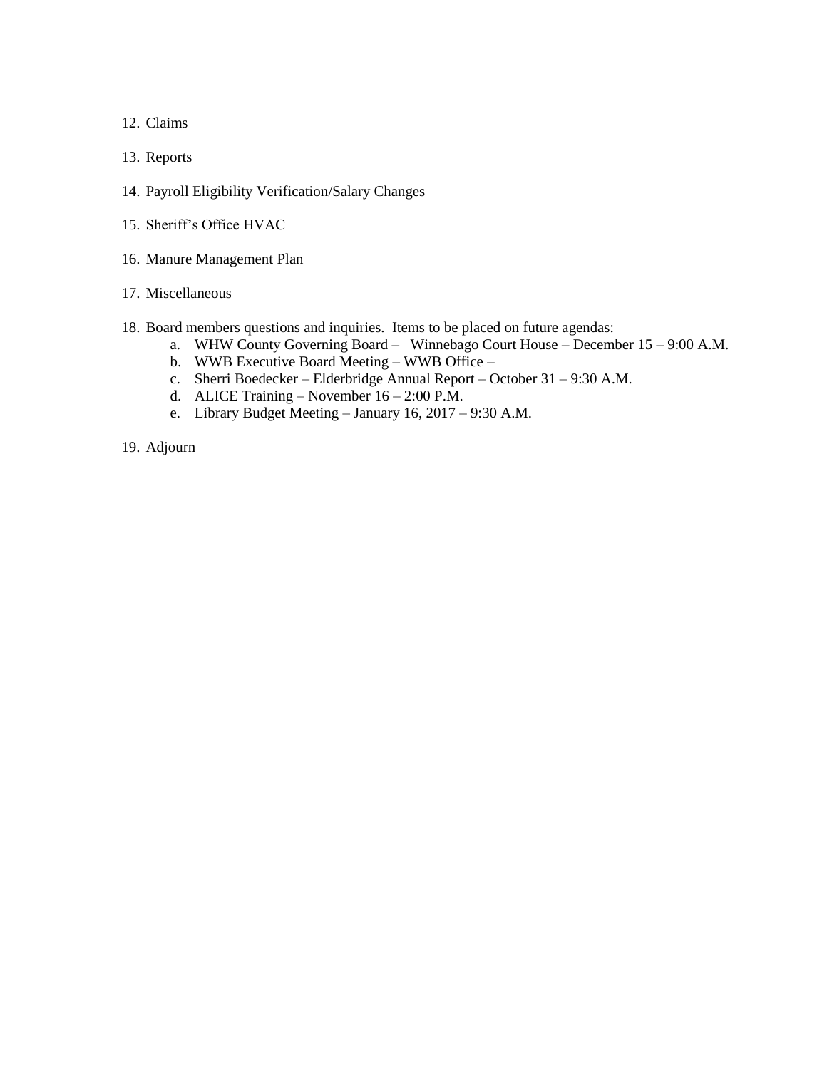12. Claims

13. Reports

14. Payroll Eligibility Verification/Salary Changes

15. Sheriff's Office HVAC

16. Manure Management Plan

17. Miscellaneous

18. Board members questions and inquiries. Items to be placed on future agendas:
    a. WHW County Governing Board – Winnebago Court House – December 15 – 9:00 A.M.
    b. WWB Executive Board Meeting – WWB Office –
    c. Sherri Boedecker – Elderbridge Annual Report – October 31 – 9:30 A.M.
    d. ALICE Training – November 16 – 2:00 P.M.
    e. Library Budget Meeting – January 16, 2017 – 9:30 A.M.

19. Adjourn